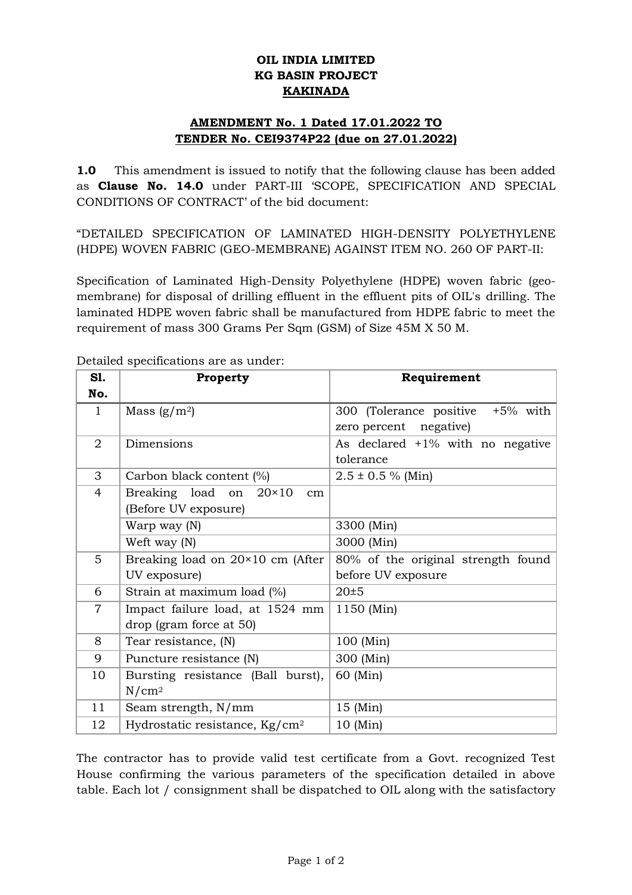**OIL INDIA LIMITED**
**KG BASIN PROJECT**
**KAKINADA**

**AMENDMENT No. 1 Dated 17.01.2022 TO TENDER No. CEI9374P22 (due on 27.01.2022)**

**1.0** This amendment is issued to notify that the following clause has been added as **Clause No. 14.0** under PART-III 'SCOPE, SPECIFICATION AND SPECIAL CONDITIONS OF CONTRACT' of the bid document:

"DETAILED SPECIFICATION OF LAMINATED HIGH-DENSITY POLYETHYLENE (HDPE) WOVEN FABRIC (GEO-MEMBRANE) AGAINST ITEM NO. 260 OF PART-II:

Specification of Laminated High-Density Polyethylene (HDPE) woven fabric (geo-membrane) for disposal of drilling effluent in the effluent pits of OIL's drilling. The laminated HDPE woven fabric shall be manufactured from HDPE fabric to meet the requirement of mass 300 Grams Per Sqm (GSM) of Size 45M X 50 M.

Detailed specifications are as under:

| Sl. No. | Property | Requirement |
|---|---|---|
| 1 | Mass ($g/m^2$) | 300 (Tolerance positive +5% with zero percent negative) |
| 2 | Dimensions | As declared +1% with no negative tolerance |
| 3 | Carbon black content (%) | 2.5 ± 0.5 % (Min) |
| 4 | Breaking load on 20×10 cm (Before UV exposure) | |
| | Warp way (N) | 3300 (Min) |
| | Weft way (N) | 3000 (Min) |
| 5 | Breaking load on 20×10 cm (After UV exposure) | 80% of the original strength found before UV exposure |
| 6 | Strain at maximum load (%) | 20±5 |
| 7 | Impact failure load, at 1524 mm drop (gram force at 50) | 1150 (Min) |
| 8 | Tear resistance, (N) | 100 (Min) |
| 9 | Puncture resistance (N) | 300 (Min) |
| 10 | Bursting resistance (Ball burst), $N/cm^2$ | 60 (Min) |
| 11 | Seam strength, N/mm | 15 (Min) |
| 12 | Hydrostatic resistance, $Kg/cm^2$ | 10 (Min) |

The contractor has to provide valid test certificate from a Govt. recognized Test House confirming the various parameters of the specification detailed in above table. Each lot / consignment shall be dispatched to OIL along with the satisfactory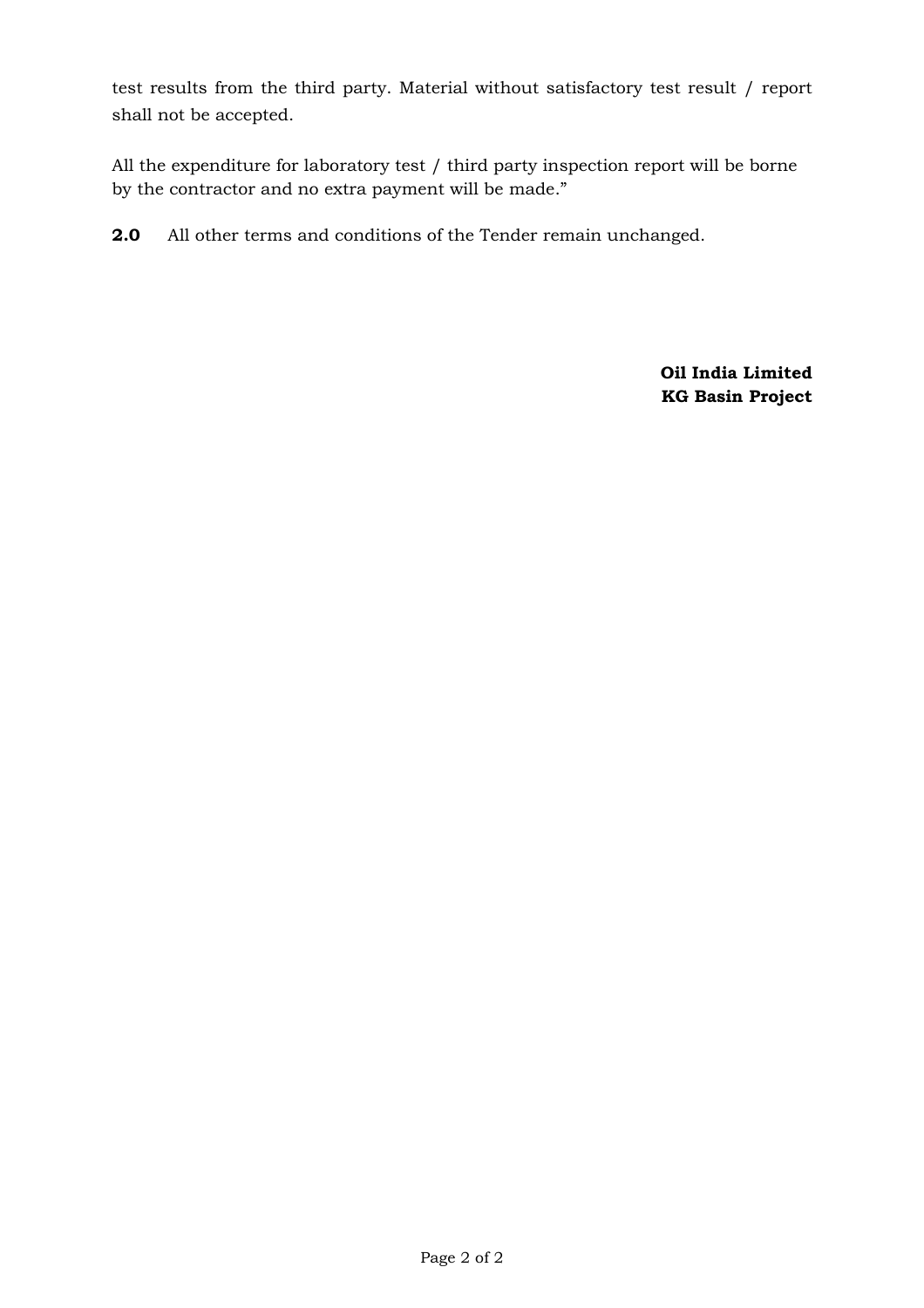test results from the third party. Material without satisfactory test result / report shall not be accepted.

All the expenditure for laboratory test / third party inspection report will be borne by the contractor and no extra payment will be made."

**2.0** All other terms and conditions of the Tender remain unchanged.

**Oil India Limited**
**KG Basin Project**